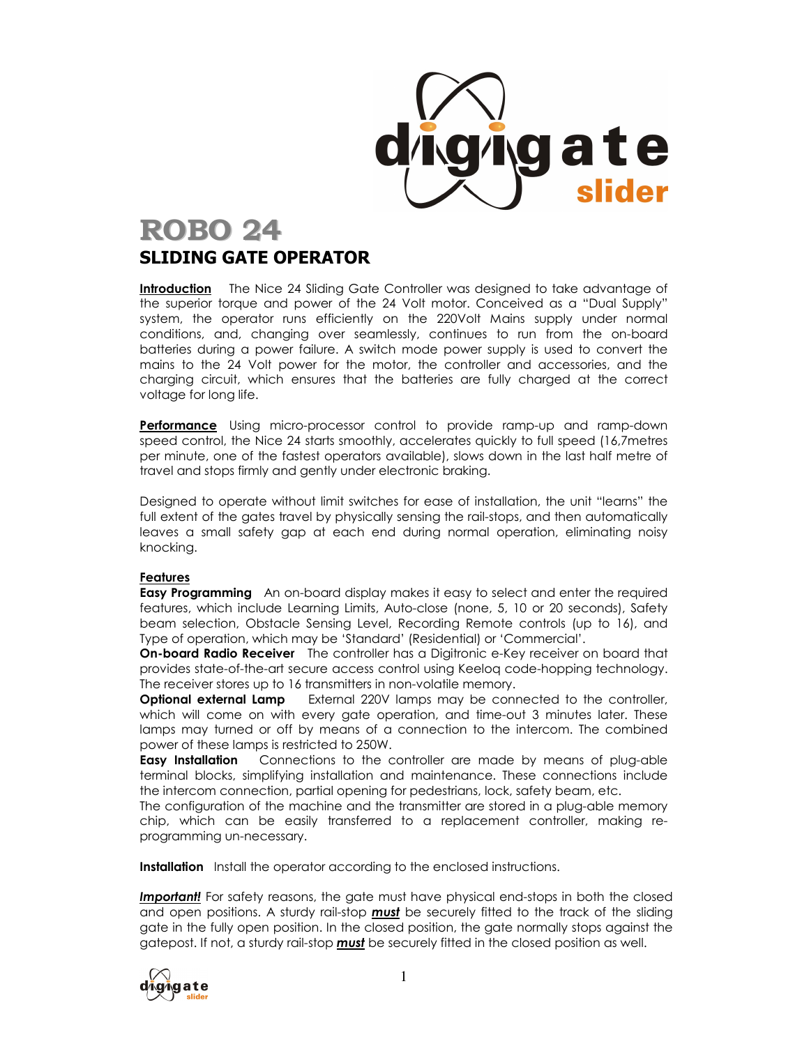# ROBO 24

## SLIDING GATE OPERATOR

**Introduction** The Nice 24 Sliding Gate Controller was designed to take advantage of the superior torque and power of the 24 Volt motor. Conceived as a "Dual Supply" system, the operator runs efficiently on the 220Volt Mains supply under normal conditions, and, changing over seamlessly, continues to run from the on-board batteries during a power failure. A switch mode power supply is used to convert the mains to the 24 Volt power for the motor, the controller and accessories, and the charging circuit, which ensures that the batteries are fully charged at the correct voltage for long life.

**Performance** Using micro-processor control to provide ramp-up and ramp-down speed control, the Nice 24 starts smoothly, accelerates quickly to full speed (16,7metres per minute, one of the fastest operators available), slows down in the last half metre of travel and stops firmly and gently under electronic braking.

Designed to operate without limit switches for ease of installation, the unit "learns" the full extent of the gates travel by physically sensing the rail-stops, and then automatically leaves a small safety gap at each end during normal operation, eliminating noisy knocking.

**Features**

**Easy Programming** An on-board display makes it easy to select and enter the required features, which include Learning Limits, Auto-close (none, 5, 10 or 20 seconds), Safety beam selection, Obstacle Sensing Level, Recording Remote controls (up to 16), and Type of operation, which may be 'Standard' (Residential) or 'Commercial'.

**On-board Radio Receiver** The controller has a Digitronic e-Key receiver on board that provides state-of-the-art secure access control using Keeloq code-hopping technology. The receiver stores up to 16 transmitters in non-volatile memory.

**Optional external Lamp** External 220V lamps may be connected to the controller, which will come on with every gate operation, and time-out 3 minutes later. These lamps may turned or off by means of a connection to the intercom. The combined power of these lamps is restricted to 250W.

**Easy Installation** Connections to the controller are made by means of plug-able terminal blocks, simplifying installation and maintenance. These connections include the intercom connection, partial opening for pedestrians, lock, safety beam, etc.

The configuration of the machine and the transmitter are stored in a plug-able memory chip, which can be easily transferred to a replacement controller, making re-programming un-necessary.

**Installation** Install the operator according to the enclosed instructions.

***Important!*** For safety reasons, the gate must have physical end-stops in both the closed and open positions. A sturdy rail-stop ***must*** be securely fitted to the track of the sliding gate in the fully open position. In the closed position, the gate normally stops against the gatepost. If not, a sturdy rail-stop ***must*** be securely fitted in the closed position as well.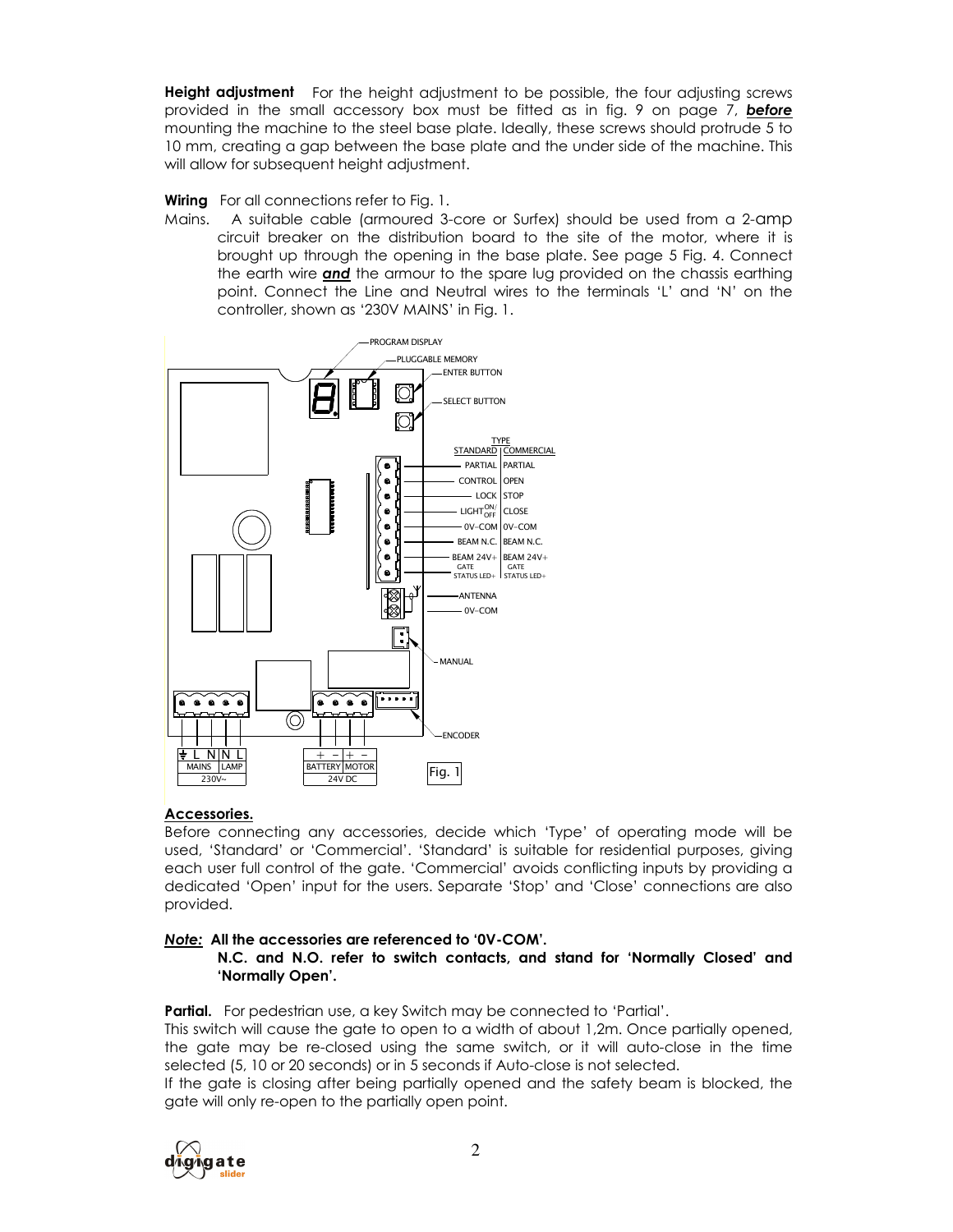**Height adjustment** For the height adjustment to be possible, the four adjusting screws provided in the small accessory box must be fitted as in fig. 9 on page 7, ***before*** mounting the machine to the steel base plate. Ideally, these screws should protrude 5 to 10 mm, creating a gap between the base plate and the under side of the machine. This will allow for subsequent height adjustment.

**Wiring** For all connections refer to Fig. 1.

Mains. A suitable cable (armoured 3-core or Surfex) should be used from a 2-amp circuit breaker on the distribution board to the site of the motor, where it is brought up through the opening in the base plate. See page 5 Fig. 4. Connect the earth wire ***and*** the armour to the spare lug provided on the chassis earthing point. Connect the Line and Neutral wires to the terminals 'L' and 'N' on the controller, shown as '230V MAINS' in Fig. 1.

PROGRAM DISPLAY
PLUGGABLE MEMORY
ENTER BUTTON
SELECT BUTTON

| TYPE | |
|---|---|
| STANDARD | COMMERCIAL |
| PARTIAL | PARTIAL |
| CONTROL | OPEN |
| LOCK | STOP |
| LIGHT ON/OFF | CLOSE |
| 0V-COM | 0V-COM |
| BEAM N.C. | BEAM N.C. |
| BEAM 24V+ | BEAM 24V+ |
| GATE STATUS LED+ | GATE STATUS LED+ |

ANTENNA
0V-COM
MANUAL
ENCODER

⏚ L N | N L — MAINS | LAMP — 230V~

+ − | + − — BATTERY | MOTOR — 24V DC

Fig. 1

## Accessories.

Before connecting any accessories, decide which 'Type' of operating mode will be used, 'Standard' or 'Commercial'. 'Standard' is suitable for residential purposes, giving each user full control of the gate. 'Commercial' avoids conflicting inputs by providing a dedicated 'Open' input for the users. Separate 'Stop' and 'Close' connections are also provided.

***Note:*** **All the accessories are referenced to '0V-COM'.**
**N.C. and N.O. refer to switch contacts, and stand for 'Normally Closed' and 'Normally Open'.**

**Partial.** For pedestrian use, a key Switch may be connected to 'Partial'.
This switch will cause the gate to open to a width of about 1,2m. Once partially opened, the gate may be re-closed using the same switch, or it will auto-close in the time selected (5, 10 or 20 seconds) or in 5 seconds if Auto-close is not selected.
If the gate is closing after being partially opened and the safety beam is blocked, the gate will only re-open to the partially open point.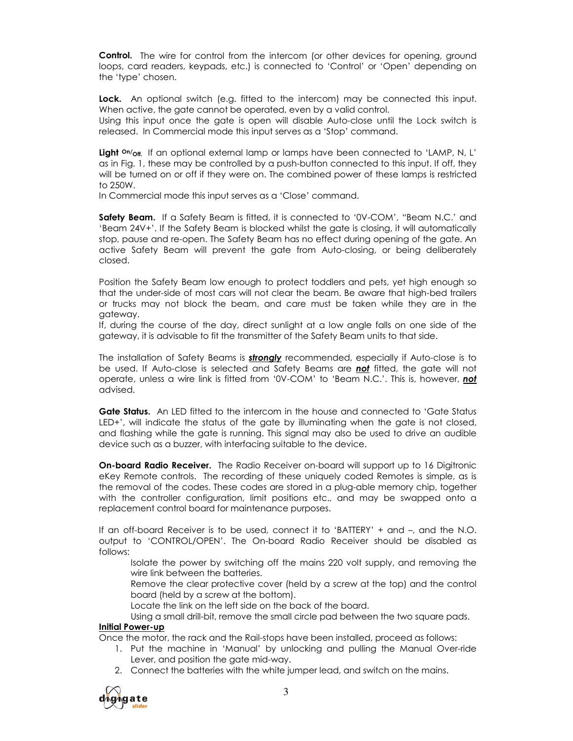**Control.** The wire for control from the intercom (or other devices for opening, ground loops, card readers, keypads, etc.) is connected to 'Control' or 'Open' depending on the 'type' chosen.

**Lock.** An optional switch (e.g. fitted to the intercom) may be connected this input. When active, the gate cannot be operated, even by a valid control.
Using this input once the gate is open will disable Auto-close until the Lock switch is released. In Commercial mode this input serves as a 'Stop' command.

**Light On/Off.** If an optional external lamp or lamps have been connected to 'LAMP, N, L' as in Fig. 1, these may be controlled by a push-button connected to this input. If off, they will be turned on or off if they were on. The combined power of these lamps is restricted to 250W.
In Commercial mode this input serves as a 'Close' command.

**Safety Beam.** If a Safety Beam is fitted, it is connected to '0V-COM', "Beam N.C.' and 'Beam 24V+'. If the Safety Beam is blocked whilst the gate is closing, it will automatically stop, pause and re-open. The Safety Beam has no effect during opening of the gate. An active Safety Beam will prevent the gate from Auto-closing, or being deliberately closed.

Position the Safety Beam low enough to protect toddlers and pets, yet high enough so that the under-side of most cars will not clear the beam. Be aware that high-bed trailers or trucks may not block the beam, and care must be taken while they are in the gateway.
If, during the course of the day, direct sunlight at a low angle falls on one side of the gateway, it is advisable to fit the transmitter of the Safety Beam units to that side.

The installation of Safety Beams is ***strongly*** recommended, especially if Auto-close is to be used. If Auto-close is selected and Safety Beams are ***not*** fitted, the gate will not operate, unless a wire link is fitted from '0V-COM' to 'Beam N.C.'. This is, however, ***not*** advised.

**Gate Status.** An LED fitted to the intercom in the house and connected to 'Gate Status LED+', will indicate the status of the gate by illuminating when the gate is not closed, and flashing while the gate is running. This signal may also be used to drive an audible device such as a buzzer, with interfacing suitable to the device.

**On-board Radio Receiver.** The Radio Receiver on-board will support up to 16 Digitronic eKey Remote controls. The recording of these uniquely coded Remotes is simple, as is the removal of the codes. These codes are stored in a plug-able memory chip, together with the controller configuration, limit positions etc., and may be swapped onto a replacement control board for maintenance purposes.

If an off-board Receiver is to be used, connect it to 'BATTERY' + and –, and the N.O. output to 'CONTROL/OPEN'. The On-board Radio Receiver should be disabled as follows:

Isolate the power by switching off the mains 220 volt supply, and removing the wire link between the batteries.
Remove the clear protective cover (held by a screw at the top) and the control board (held by a screw at the bottom).
Locate the link on the left side on the back of the board.
Using a small drill-bit, remove the small circle pad between the two square pads.

**Initial Power-up**

Once the motor, the rack and the Rail-stops have been installed, proceed as follows:

1. Put the machine in 'Manual' by unlocking and pulling the Manual Over-ride Lever, and position the gate mid-way.
2. Connect the batteries with the white jumper lead, and switch on the mains.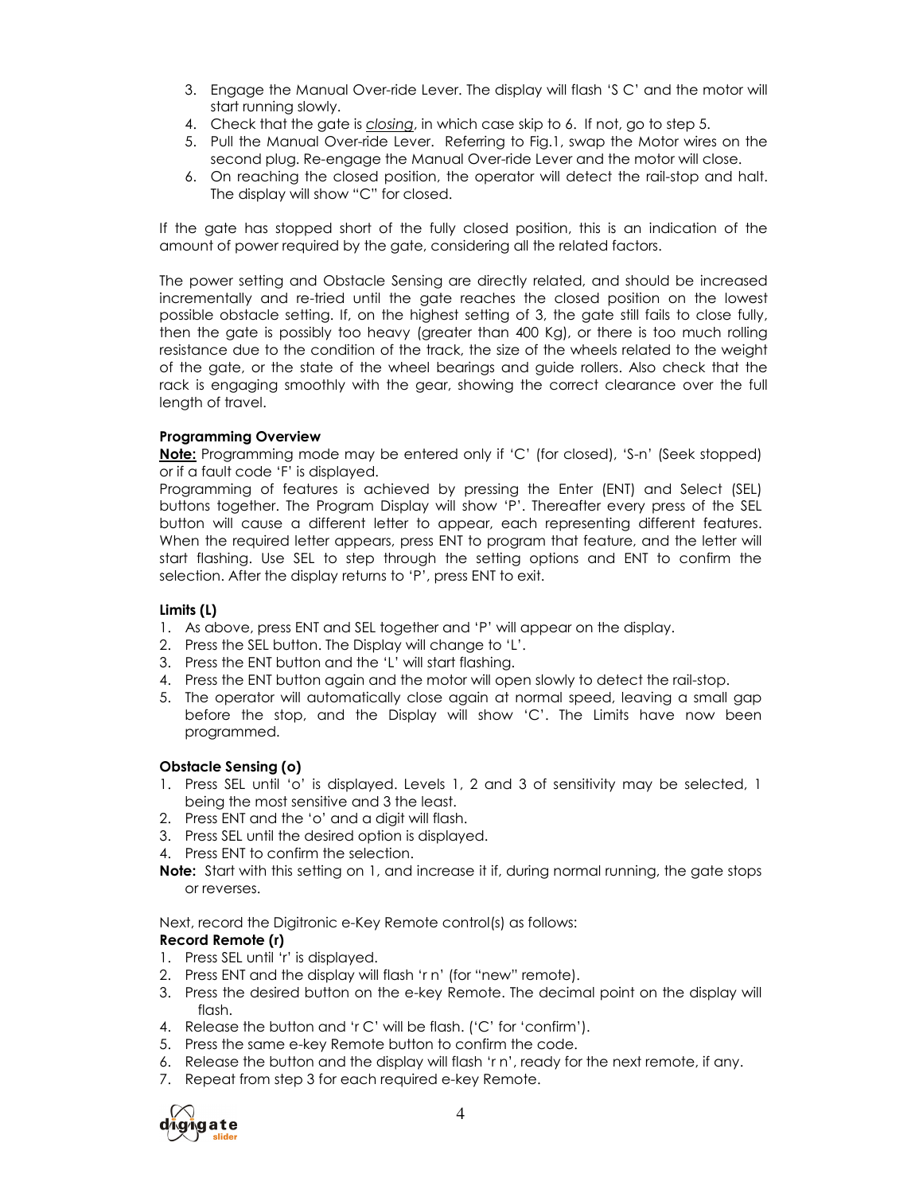3. Engage the Manual Over-ride Lever. The display will flash 'S C' and the motor will start running slowly.
4. Check that the gate is *closing*, in which case skip to 6. If not, go to step 5.
5. Pull the Manual Over-ride Lever. Referring to Fig.1, swap the Motor wires on the second plug. Re-engage the Manual Over-ride Lever and the motor will close.
6. On reaching the closed position, the operator will detect the rail-stop and halt. The display will show "C" for closed.

If the gate has stopped short of the fully closed position, this is an indication of the amount of power required by the gate, considering all the related factors.

The power setting and Obstacle Sensing are directly related, and should be increased incrementally and re-tried until the gate reaches the closed position on the lowest possible obstacle setting. If, on the highest setting of 3, the gate still fails to close fully, then the gate is possibly too heavy (greater than 400 Kg), or there is too much rolling resistance due to the condition of the track, the size of the wheels related to the weight of the gate, or the state of the wheel bearings and guide rollers. Also check that the rack is engaging smoothly with the gear, showing the correct clearance over the full length of travel.

**Programming Overview**

**Note:** Programming mode may be entered only if 'C' (for closed), 'S-n' (Seek stopped) or if a fault code 'F' is displayed.
Programming of features is achieved by pressing the Enter (ENT) and Select (SEL) buttons together. The Program Display will show 'P'. Thereafter every press of the SEL button will cause a different letter to appear, each representing different features. When the required letter appears, press ENT to program that feature, and the letter will start flashing. Use SEL to step through the setting options and ENT to confirm the selection. After the display returns to 'P', press ENT to exit.

**Limits (L)**

1. As above, press ENT and SEL together and 'P' will appear on the display.
2. Press the SEL button. The Display will change to 'L'.
3. Press the ENT button and the 'L' will start flashing.
4. Press the ENT button again and the motor will open slowly to detect the rail-stop.
5. The operator will automatically close again at normal speed, leaving a small gap before the stop, and the Display will show 'C'. The Limits have now been programmed.

**Obstacle Sensing (o)**

1. Press SEL until 'o' is displayed. Levels 1, 2 and 3 of sensitivity may be selected, 1 being the most sensitive and 3 the least.
2. Press ENT and the 'o' and a digit will flash.
3. Press SEL until the desired option is displayed.
4. Press ENT to confirm the selection.

**Note:** Start with this setting on 1, and increase it if, during normal running, the gate stops or reverses.

Next, record the Digitronic e-Key Remote control(s) as follows:

**Record Remote (r)**

1. Press SEL until 'r' is displayed.
2. Press ENT and the display will flash 'r n' (for "new" remote).
3. Press the desired button on the e-key Remote. The decimal point on the display will flash.
4. Release the button and 'r C' will be flash. ('C' for 'confirm').
5. Press the same e-key Remote button to confirm the code.
6. Release the button and the display will flash 'r n', ready for the next remote, if any.
7. Repeat from step 3 for each required e-key Remote.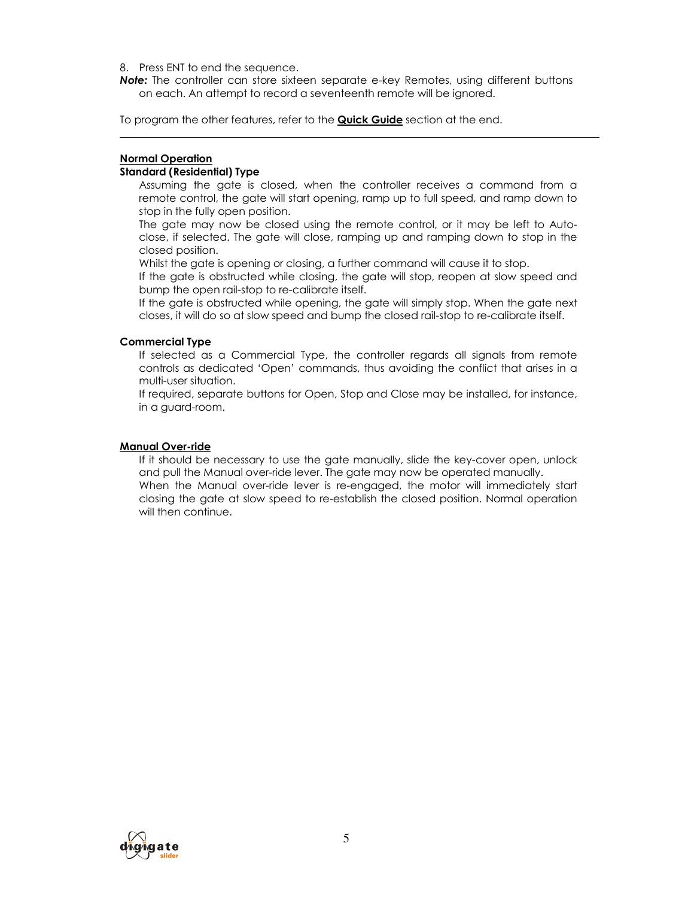8. Press ENT to end the sequence.

***Note:*** The controller can store sixteen separate e-key Remotes, using different buttons on each. An attempt to record a seventeenth remote will be ignored.

To program the other features, refer to the **Quick Guide** section at the end.

---

## Normal Operation

### Standard (Residential) Type

Assuming the gate is closed, when the controller receives a command from a remote control, the gate will start opening, ramp up to full speed, and ramp down to stop in the fully open position.

The gate may now be closed using the remote control, or it may be left to Auto-close, if selected. The gate will close, ramping up and ramping down to stop in the closed position.

Whilst the gate is opening or closing, a further command will cause it to stop.

If the gate is obstructed while closing, the gate will stop, reopen at slow speed and bump the open rail-stop to re-calibrate itself.

If the gate is obstructed while opening, the gate will simply stop. When the gate next closes, it will do so at slow speed and bump the closed rail-stop to re-calibrate itself.

### Commercial Type

If selected as a Commercial Type, the controller regards all signals from remote controls as dedicated 'Open' commands, thus avoiding the conflict that arises in a multi-user situation.

If required, separate buttons for Open, Stop and Close may be installed, for instance, in a guard-room.

## Manual Over-ride

If it should be necessary to use the gate manually, slide the key-cover open, unlock and pull the Manual over-ride lever. The gate may now be operated manually.

When the Manual over-ride lever is re-engaged, the motor will immediately start closing the gate at slow speed to re-establish the closed position. Normal operation will then continue.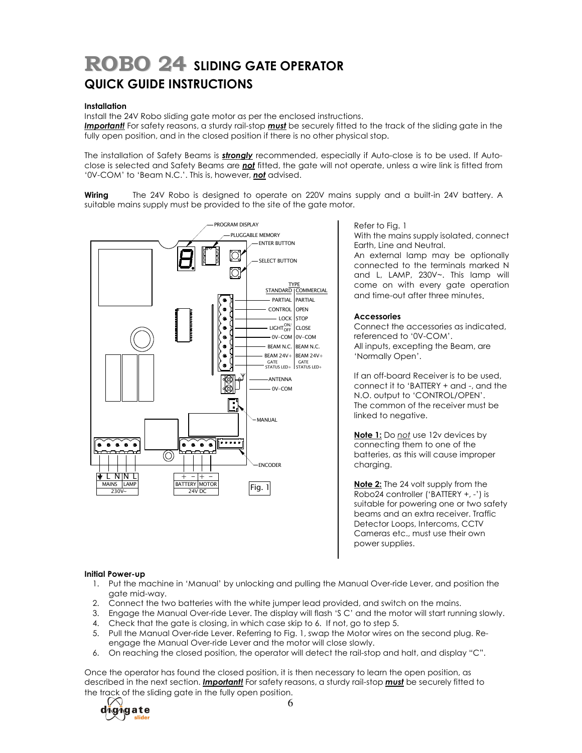# ROBO 24 SLIDING GATE OPERATOR

## QUICK GUIDE INSTRUCTIONS

**Installation**

Install the 24V Robo sliding gate motor as per the enclosed instructions.

***Important!*** For safety reasons, a sturdy rail-stop ***must*** be securely fitted to the track of the sliding gate in the fully open position, and in the closed position if there is no other physical stop.

The installation of Safety Beams is ***strongly*** recommended, especially if Auto-close is to be used. If Auto-close is selected and Safety Beams are ***not*** fitted, the gate will not operate, unless a wire link is fitted from '0V-COM' to 'Beam N.C.'. This is, however, ***not*** advised.

**Wiring** The 24V Robo is designed to operate on 220V mains supply and a built-in 24V battery. A suitable mains supply must be provided to the site of the gate motor.

Fig. 1

Refer to Fig. 1

With the mains supply isolated, connect Earth, Line and Neutral.

An external lamp may be optionally connected to the terminals marked N and L, LAMP, 230V~. This lamp will come on with every gate operation and time-out after three minutes.

**Accessories**

Connect the accessories as indicated, referenced to '0V-COM'.

All inputs, excepting the Beam, are 'Normally Open'.

If an off-board Receiver is to be used, connect it to 'BATTERY + and -, and the N.O. output to 'CONTROL/OPEN'. The common of the receiver must be linked to negative.

**Note 1:** Do *not* use 12v devices by connecting them to one of the batteries, as this will cause improper charging.

**Note 2:** The 24 volt supply from the Robo24 controller ('BATTERY +, -') is suitable for powering one or two safety beams and an extra receiver. Traffic Detector Loops, Intercoms, CCTV Cameras etc., must use their own power supplies.

**Initial Power-up**

1. Put the machine in 'Manual' by unlocking and pulling the Manual Over-ride Lever, and position the gate mid-way.
2. Connect the two batteries with the white jumper lead provided, and switch on the mains.
3. Engage the Manual Over-ride Lever. The display will flash 'S C' and the motor will start running slowly.
4. Check that the gate is closing, in which case skip to 6. If not, go to step 5.
5. Pull the Manual Over-ride Lever. Referring to Fig. 1, swap the Motor wires on the second plug. Re-engage the Manual Over-ride Lever and the motor will close slowly.
6. On reaching the closed position, the operator will detect the rail-stop and halt, and display "C".

Once the operator has found the closed position, it is then necessary to learn the open position, as described in the next section. ***Important!*** For safety reasons, a sturdy rail-stop ***must*** be securely fitted to the track of the sliding gate in the fully open position.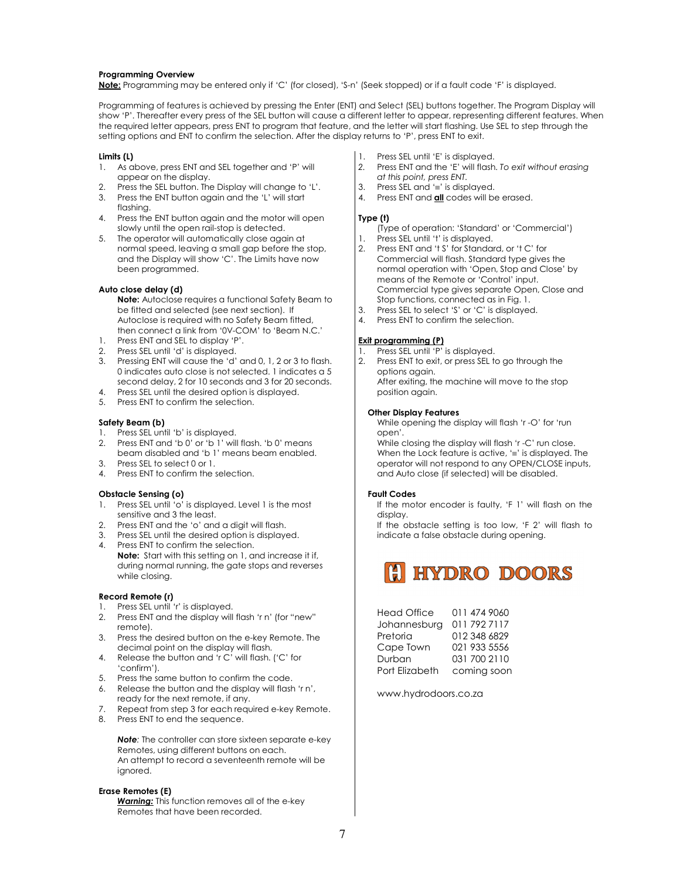#### Programming Overview

**Note:** Programming may be entered only if 'C' (for closed), 'S-n' (Seek stopped) or if a fault code 'F' is displayed.

Programming of features is achieved by pressing the Enter (ENT) and Select (SEL) buttons together. The Program Display will show 'P'. Thereafter every press of the SEL button will cause a different letter to appear, representing different features. When the required letter appears, press ENT to program that feature, and the letter will start flashing. Use SEL to step through the setting options and ENT to confirm the selection. After the display returns to 'P', press ENT to exit.

#### Limits (L)

1. As above, press ENT and SEL together and 'P' will appear on the display.
2. Press the SEL button. The Display will change to 'L'.
3. Press the ENT button again and the 'L' will start flashing.
4. Press the ENT button again and the motor will open slowly until the open rail-stop is detected.
5. The operator will automatically close again at normal speed, leaving a small gap before the stop, and the Display will show 'C'. The Limits have now been programmed.

#### Auto close delay (d)

**Note:** Autoclose requires a functional Safety Beam to be fitted and selected (see next section). If Autoclose is required with no Safety Beam fitted, then connect a link from '0V-COM' to 'Beam N.C.'

1. Press ENT and SEL to display 'P'.
2. Press SEL until 'd' is displayed.
3. Pressing ENT will cause the 'd' and 0, 1, 2 or 3 to flash. 0 indicates auto close is not selected. 1 indicates a 5 second delay, 2 for 10 seconds and 3 for 20 seconds.
4. Press SEL until the desired option is displayed.
5. Press ENT to confirm the selection.

#### Safety Beam (b)

1. Press SEL until 'b' is displayed.
2. Press ENT and 'b 0' or 'b 1' will flash. 'b 0' means beam disabled and 'b 1' means beam enabled.
3. Press SEL to select 0 or 1.
4. Press ENT to confirm the selection.

#### Obstacle Sensing (o)

1. Press SEL until 'o' is displayed. Level 1 is the most sensitive and 3 the least.
2. Press ENT and the 'o' and a digit will flash.
3. Press SEL until the desired option is displayed.
4. Press ENT to confirm the selection.
   **Note:** Start with this setting on 1, and increase it if, during normal running, the gate stops and reverses while closing.

#### Record Remote (r)

1. Press SEL until 'r' is displayed.
2. Press ENT and the display will flash 'r n' (for "new" remote).
3. Press the desired button on the e-key Remote. The decimal point on the display will flash.
4. Release the button and 'r C' will flash. ('C' for 'confirm').
5. Press the same button to confirm the code.
6. Release the button and the display will flash 'r n', ready for the next remote, if any.
7. Repeat from step 3 for each required e-key Remote.
8. Press ENT to end the sequence.

***Note**:* The controller can store sixteen separate e-key Remotes, using different buttons on each. An attempt to record a seventeenth remote will be ignored.

#### Erase Remotes (E)

***Warning:*** This function removes all of the e-key Remotes that have been recorded.

1. Press SEL until 'E' is displayed.
2. Press ENT and the 'E' will flash. *To exit without erasing at this point, press ENT.*
3. Press SEL and '≡' is displayed.
4. Press ENT and **all** codes will be erased.

#### Type (t)

(Type of operation: 'Standard' or 'Commercial')

1. Press SEL until 't' is displayed.
2. Press ENT and 't S' for Standard, or 't C' for Commercial will flash. Standard type gives the normal operation with 'Open, Stop and Close' by means of the Remote or 'Control' input. Commercial type gives separate Open, Close and Stop functions, connected as in Fig. 1.
3. Press SEL to select 'S' or 'C' is displayed.
4. Press ENT to confirm the selection.

#### Exit programming (P)

1. Press SEL until 'P' is displayed.
2. Press ENT to exit, or press SEL to go through the options again.
   After exiting, the machine will move to the stop position again.

#### Other Display Features

While opening the display will flash 'r -O' for 'run open'.
While closing the display will flash 'r -C' run close.
When the Lock feature is active, '≡' is displayed. The operator will not respond to any OPEN/CLOSE inputs, and Auto close (if selected) will be disabled.

#### Fault Codes

If the motor encoder is faulty, 'F 1' will flash on the display.
If the obstacle setting is too low, 'F 2' will flash to indicate a false obstacle during opening.

HYDRO DOORS

| | |
|---|---|
| Head Office | 011 474 9060 |
| Johannesburg | 011 792 7117 |
| Pretoria | 012 348 6829 |
| Cape Town | 021 933 5556 |
| Durban | 031 700 2110 |
| Port Elizabeth | coming soon |

www.hydrodoors.co.za